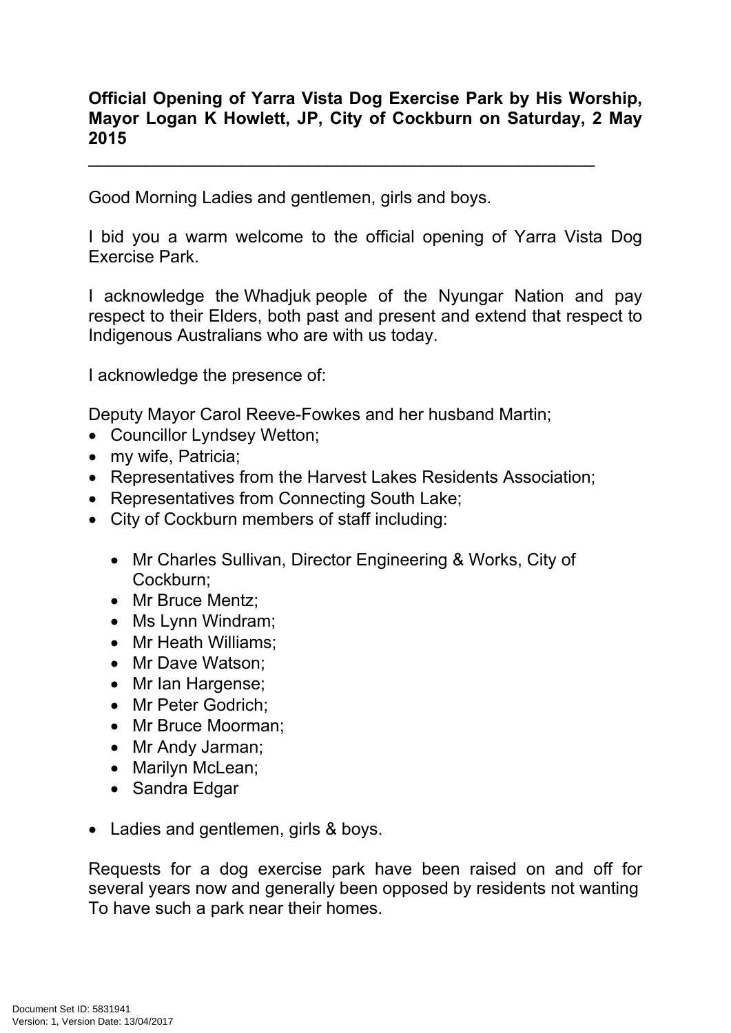**Official Opening of Yarra Vista Dog Exercise Park by His Worship, Mayor Logan K Howlett, JP, City of Cockburn on Saturday, 2 May 2015**

---

Good Morning Ladies and gentlemen, girls and boys.

I bid you a warm welcome to the official opening of Yarra Vista Dog Exercise Park.

I acknowledge the Whadjuk people of the Nyungar Nation and pay respect to their Elders, both past and present and extend that respect to Indigenous Australians who are with us today.

I acknowledge the presence of:

Deputy Mayor Carol Reeve-Fowkes and her husband Martin;

- Councillor Lyndsey Wetton;
- my wife, Patricia;
- Representatives from the Harvest Lakes Residents Association;
- Representatives from Connecting South Lake;
- City of Cockburn members of staff including:
  - Mr Charles Sullivan, Director Engineering & Works, City of Cockburn;
  - Mr Bruce Mentz;
  - Ms Lynn Windram;
  - Mr Heath Williams;
  - Mr Dave Watson;
  - Mr Ian Hargense;
  - Mr Peter Godrich;
  - Mr Bruce Moorman;
  - Mr Andy Jarman;
  - Marilyn McLean;
  - Sandra Edgar

- Ladies and gentlemen, girls & boys.

Requests for a dog exercise park have been raised on and off for several years now and generally been opposed by residents not wanting To have such a park near their homes.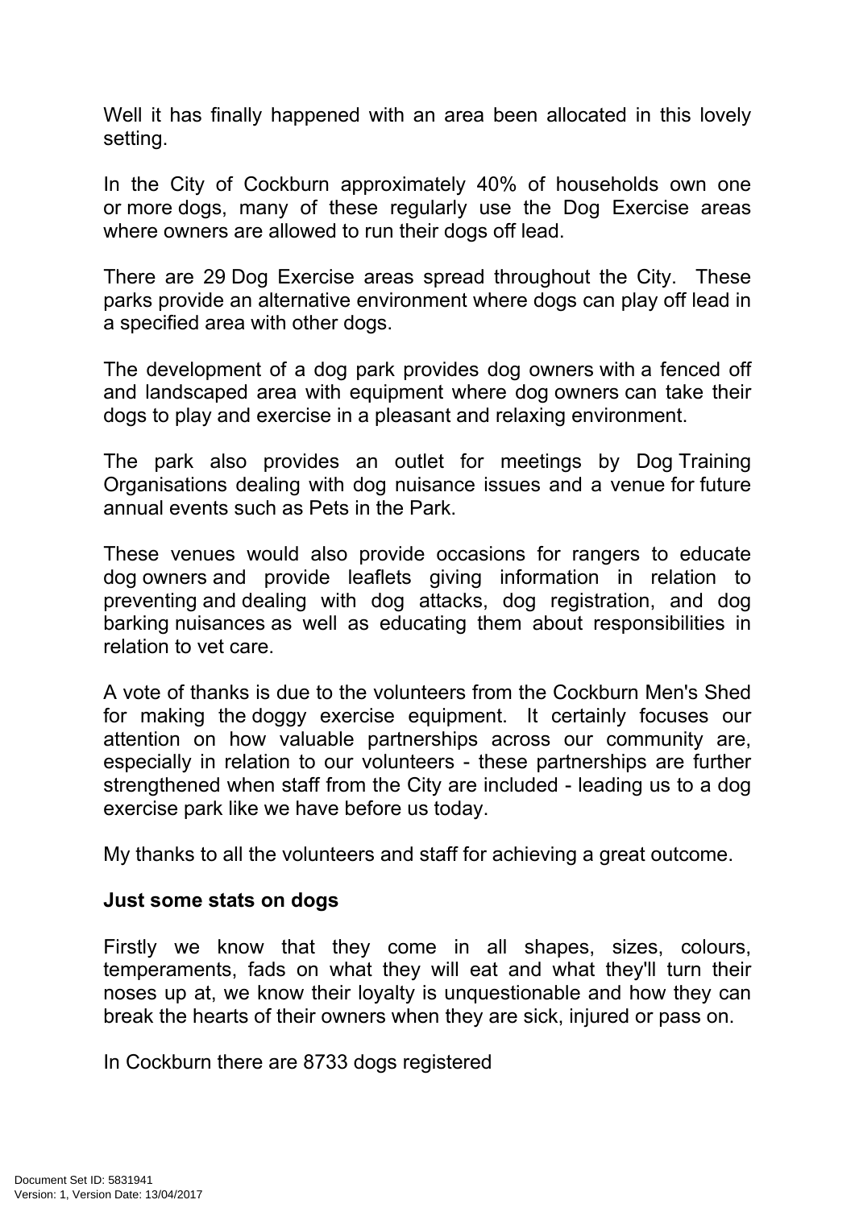Well it has finally happened with an area been allocated in this lovely setting.

In the City of Cockburn approximately 40% of households own one or more dogs, many of these regularly use the Dog Exercise areas where owners are allowed to run their dogs off lead.

There are 29 Dog Exercise areas spread throughout the City. These parks provide an alternative environment where dogs can play off lead in a specified area with other dogs.

The development of a dog park provides dog owners with a fenced off and landscaped area with equipment where dog owners can take their dogs to play and exercise in a pleasant and relaxing environment.

The park also provides an outlet for meetings by Dog Training Organisations dealing with dog nuisance issues and a venue for future annual events such as Pets in the Park.

These venues would also provide occasions for rangers to educate dog owners and provide leaflets giving information in relation to preventing and dealing with dog attacks, dog registration, and dog barking nuisances as well as educating them about responsibilities in relation to vet care.

A vote of thanks is due to the volunteers from the Cockburn Men's Shed for making the doggy exercise equipment. It certainly focuses our attention on how valuable partnerships across our community are, especially in relation to our volunteers - these partnerships are further strengthened when staff from the City are included - leading us to a dog exercise park like we have before us today.

My thanks to all the volunteers and staff for achieving a great outcome.

**Just some stats on dogs**

Firstly we know that they come in all shapes, sizes, colours, temperaments, fads on what they will eat and what they'll turn their noses up at, we know their loyalty is unquestionable and how they can break the hearts of their owners when they are sick, injured or pass on.

In Cockburn there are 8733 dogs registered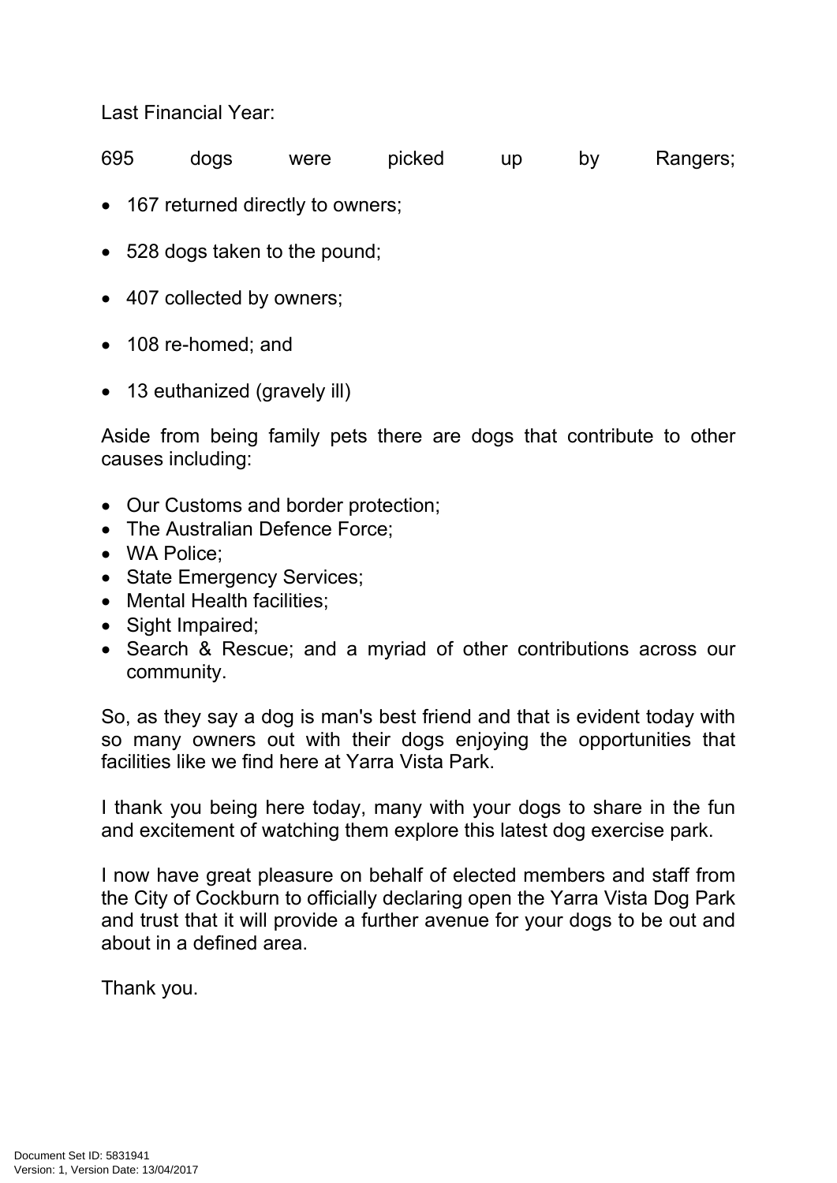Last Financial Year:

695 dogs were picked up by Rangers;

- 167 returned directly to owners;
- 528 dogs taken to the pound;
- 407 collected by owners;
- 108 re-homed; and
- 13 euthanized (gravely ill)

Aside from being family pets there are dogs that contribute to other causes including:

- Our Customs and border protection;
- The Australian Defence Force;
- WA Police;
- State Emergency Services;
- Mental Health facilities;
- Sight Impaired;
- Search & Rescue; and a myriad of other contributions across our community.

So, as they say a dog is man's best friend and that is evident today with so many owners out with their dogs enjoying the opportunities that facilities like we find here at Yarra Vista Park.

I thank you being here today, many with your dogs to share in the fun and excitement of watching them explore this latest dog exercise park.

I now have great pleasure on behalf of elected members and staff from the City of Cockburn to officially declaring open the Yarra Vista Dog Park and trust that it will provide a further avenue for your dogs to be out and about in a defined area.

Thank you.